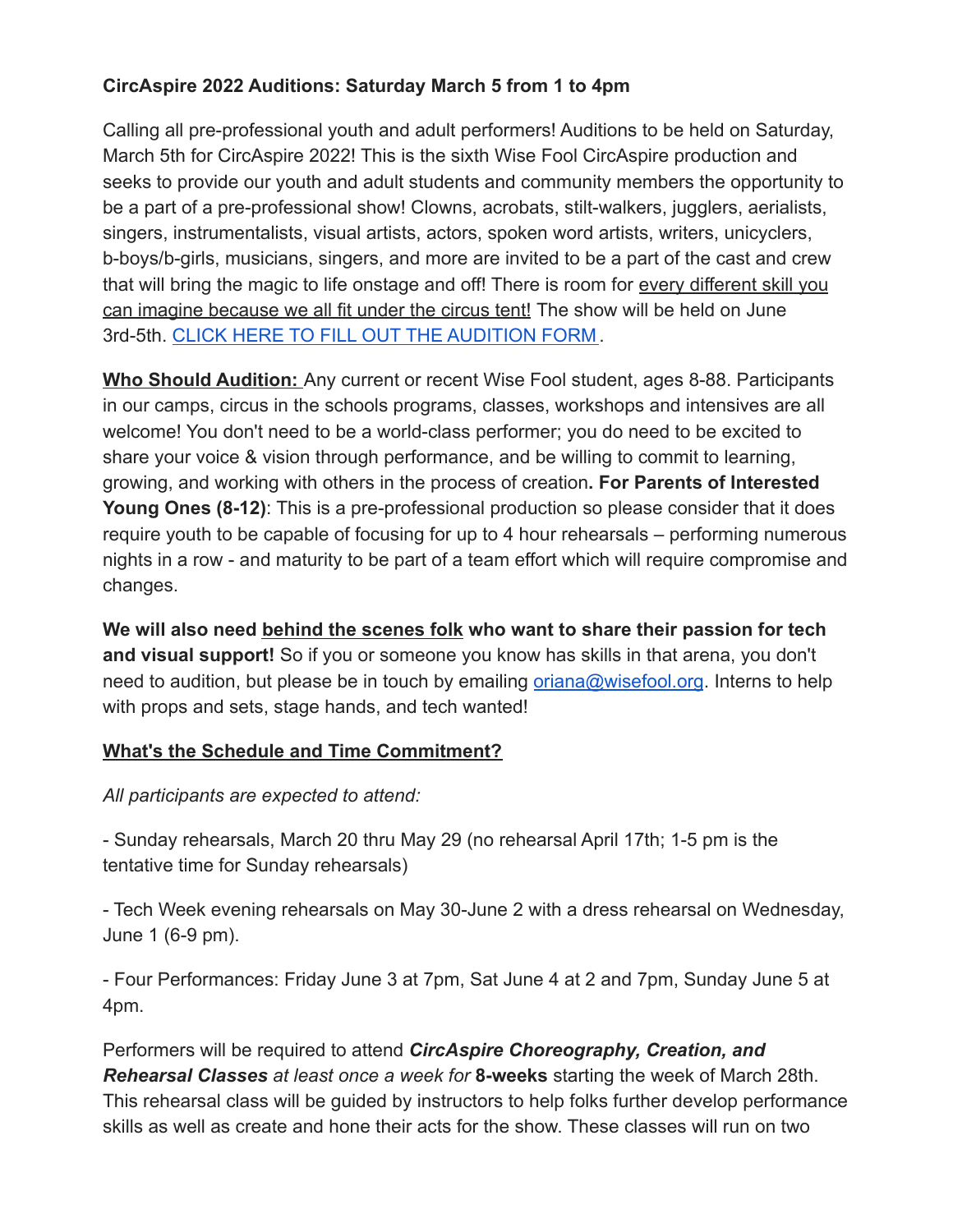**CircAspire 2022 Auditions: Saturday March 5 from 1 to 4pm**

Calling all pre-professional youth and adult performers! Auditions to be held on Saturday, March 5th for CircAspire 2022! This is the sixth Wise Fool CircAspire production and seeks to provide our youth and adult students and community members the opportunity to be a part of a pre-professional show! Clowns, acrobats, stilt-walkers, jugglers, aerialists, singers, instrumentalists, visual artists, actors, spoken word artists, writers, unicyclers, b-boys/b-girls, musicians, singers, and more are invited to be a part of the cast and crew that will bring the magic to life onstage and off! There is room for every different skill you can imagine because we all fit under the circus tent! The show will be held on June 3rd-5th. [CLICK HERE TO FILL OUT THE AUDITION FORM](#).

**Who Should Audition:** Any current or recent Wise Fool student, ages 8-88. Participants in our camps, circus in the schools programs, classes, workshops and intensives are all welcome! You don't need to be a world-class performer; you do need to be excited to share your voice & vision through performance, and be willing to commit to learning, growing, and working with others in the process of creation**. For Parents of Interested Young Ones (8-12)**: This is a pre-professional production so please consider that it does require youth to be capable of focusing for up to 4 hour rehearsals – performing numerous nights in a row - and maturity to be part of a team effort which will require compromise and changes.

**We will also need behind the scenes folk who want to share their passion for tech and visual support!** So if you or someone you know has skills in that arena, you don't need to audition, but please be in touch by emailing oriana@wisefool.org. Interns to help with props and sets, stage hands, and tech wanted!

**What's the Schedule and Time Commitment?**

*All participants are expected to attend:*

- Sunday rehearsals, March 20 thru May 29 (no rehearsal April 17th; 1-5 pm is the tentative time for Sunday rehearsals)

- Tech Week evening rehearsals on May 30-June 2 with a dress rehearsal on Wednesday, June 1 (6-9 pm).

- Four Performances: Friday June 3 at 7pm, Sat June 4 at 2 and 7pm, Sunday June 5 at 4pm.

Performers will be required to attend ***CircAspire Choreography, Creation, and Rehearsal Classes*** *at least once a week for* **8-weeks** starting the week of March 28th. This rehearsal class will be guided by instructors to help folks further develop performance skills as well as create and hone their acts for the show. These classes will run on two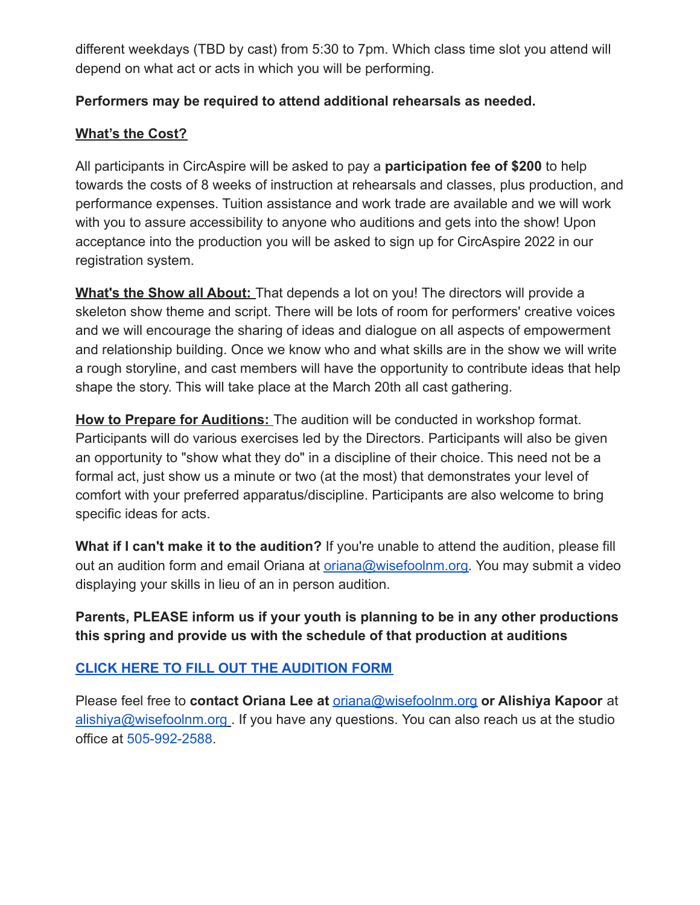different weekdays (TBD by cast) from 5:30 to 7pm. Which class time slot you attend will depend on what act or acts in which you will be performing.

**Performers may be required to attend additional rehearsals as needed.**

**What's the Cost?**

All participants in CircAspire will be asked to pay a **participation fee of $200** to help towards the costs of 8 weeks of instruction at rehearsals and classes, plus production, and performance expenses. Tuition assistance and work trade are available and we will work with you to assure accessibility to anyone who auditions and gets into the show! Upon acceptance into the production you will be asked to sign up for CircAspire 2022 in our registration system.

**What's the Show all About:** That depends a lot on you! The directors will provide a skeleton show theme and script. There will be lots of room for performers' creative voices and we will encourage the sharing of ideas and dialogue on all aspects of empowerment and relationship building. Once we know who and what skills are in the show we will write a rough storyline, and cast members will have the opportunity to contribute ideas that help shape the story. This will take place at the March 20th all cast gathering.

**How to Prepare for Auditions:** The audition will be conducted in workshop format. Participants will do various exercises led by the Directors. Participants will also be given an opportunity to "show what they do" in a discipline of their choice. This need not be a formal act, just show us a minute or two (at the most) that demonstrates your level of comfort with your preferred apparatus/discipline. Participants are also welcome to bring specific ideas for acts.

**What if I can't make it to the audition?** If you're unable to attend the audition, please fill out an audition form and email Oriana at oriana@wisefoolnm.org. You may submit a video displaying your skills in lieu of an in person audition.

**Parents, PLEASE inform us if your youth is planning to be in any other productions this spring and provide us with the schedule of that production at auditions**

**CLICK HERE TO FILL OUT THE AUDITION FORM**

Please feel free to **contact Oriana Lee at** oriana@wisefoolnm.org **or Alishiya Kapoor** at alishiya@wisefoolnm.org . If you have any questions. You can also reach us at the studio office at 505-992-2588.